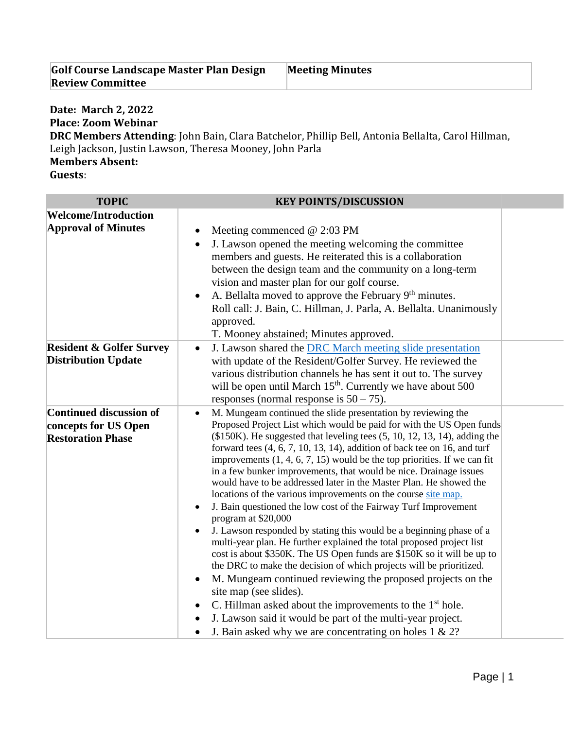| Golf Course Landscape Master Plan Design Review Committee | Meeting Minutes |
|---|---|

**Date: March 2, 2022**
**Place: Zoom Webinar**
**DRC Members Attending**: John Bain, Clara Batchelor, Phillip Bell, Antonia Bellalta, Carol Hillman, Leigh Jackson, Justin Lawson, Theresa Mooney, John Parla
**Members Absent:**
**Guests**:

| TOPIC | KEY POINTS/DISCUSSION | |
|---|---|---|
| **Welcome/Introduction Approval of Minutes** | • Meeting commenced @ 2:03 PM<br>• J. Lawson opened the meeting welcoming the committee members and guests. He reiterated this is a collaboration between the design team and the community on a long-term vision and master plan for our golf course.<br>• A. Bellalta moved to approve the February 9th minutes. Roll call: J. Bain, C. Hillman, J. Parla, A. Bellalta. Unanimously approved. T. Mooney abstained; Minutes approved. | |
| **Resident & Golfer Survey Distribution Update** | • J. Lawson shared the DRC March meeting slide presentation with update of the Resident/Golfer Survey. He reviewed the various distribution channels he has sent it out to. The survey will be open until March 15th. Currently we have about 500 responses (normal response is 50 – 75). | |
| **Continued discussion of concepts for US Open Restoration Phase** | • M. Mungeam continued the slide presentation by reviewing the Proposed Project List which would be paid for with the US Open funds ($150K). He suggested that leveling tees (5, 10, 12, 13, 14), adding the forward tees (4, 6, 7, 10, 13, 14), addition of back tee on 16, and turf improvements (1, 4, 6, 7, 15) would be the top priorities. If we can fit in a few bunker improvements, that would be nice. Drainage issues would have to be addressed later in the Master Plan. He showed the locations of the various improvements on the course site map.<br>• J. Bain questioned the low cost of the Fairway Turf Improvement program at $20,000<br>• J. Lawson responded by stating this would be a beginning phase of a multi-year plan. He further explained the total proposed project list cost is about $350K. The US Open funds are $150K so it will be up to the DRC to make the decision of which projects will be prioritized.<br>• M. Mungeam continued reviewing the proposed projects on the site map (see slides).<br>• C. Hillman asked about the improvements to the 1st hole.<br>• J. Lawson said it would be part of the multi-year project.<br>• J. Bain asked why we are concentrating on holes 1 & 2? | |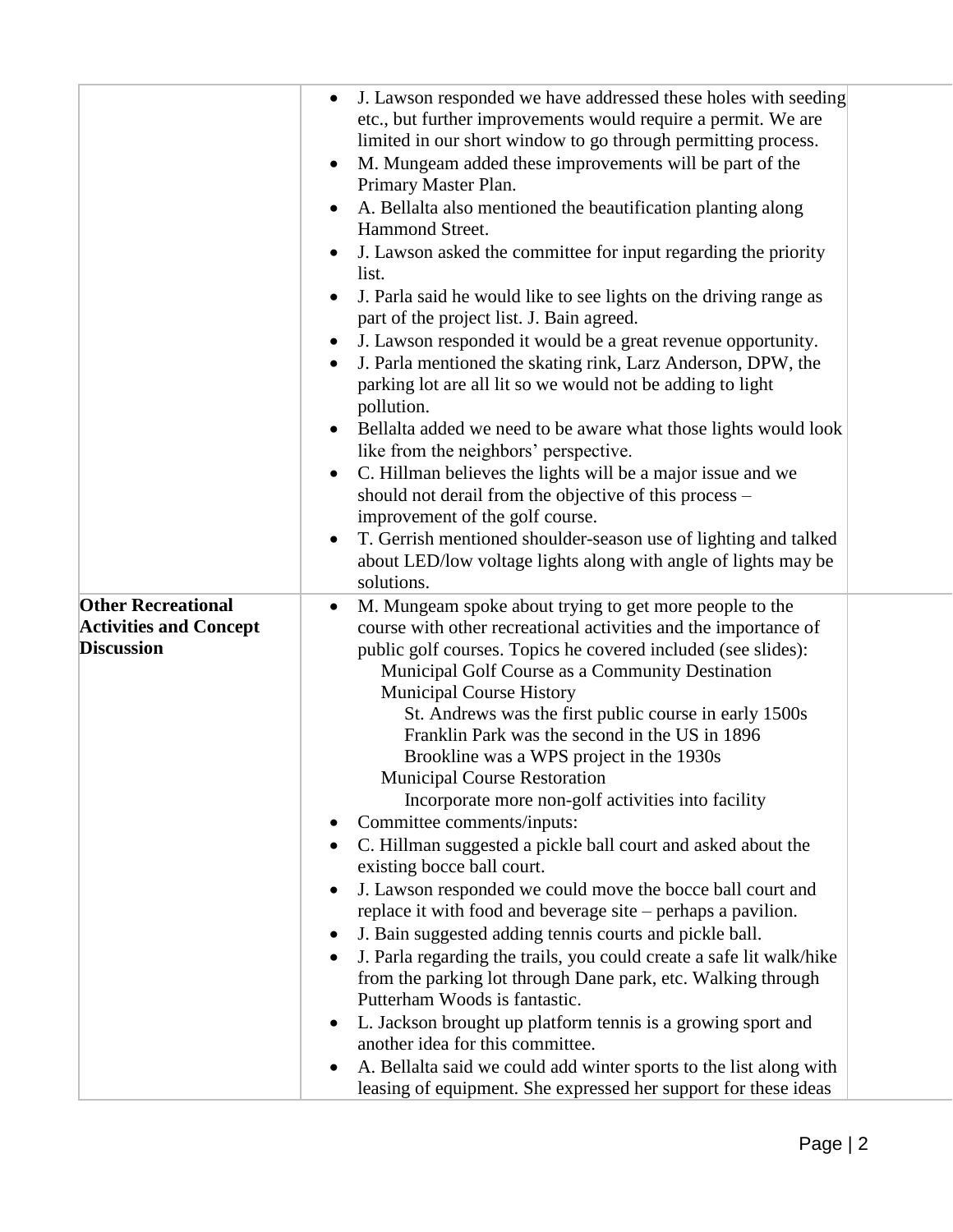| | | |
|---|---|---|
| | • J. Lawson responded we have addressed these holes with seeding etc., but further improvements would require a permit. We are limited in our short window to go through permitting process.<br>• M. Mungeam added these improvements will be part of the Primary Master Plan.<br>• A. Bellalta also mentioned the beautification planting along Hammond Street.<br>• J. Lawson asked the committee for input regarding the priority list.<br>• J. Parla said he would like to see lights on the driving range as part of the project list. J. Bain agreed.<br>• J. Lawson responded it would be a great revenue opportunity.<br>• J. Parla mentioned the skating rink, Larz Anderson, DPW, the parking lot are all lit so we would not be adding to light pollution.<br>• Bellalta added we need to be aware what those lights would look like from the neighbors' perspective.<br>• C. Hillman believes the lights will be a major issue and we should not derail from the objective of this process – improvement of the golf course.<br>• T. Gerrish mentioned shoulder-season use of lighting and talked about LED/low voltage lights along with angle of lights may be solutions. | |
| **Other Recreational Activities and Concept Discussion** | • M. Mungeam spoke about trying to get more people to the course with other recreational activities and the importance of public golf courses. Topics he covered included (see slides):<br>Municipal Golf Course as a Community Destination<br>Municipal Course History<br>St. Andrews was the first public course in early 1500s<br>Franklin Park was the second in the US in 1896<br>Brookline was a WPS project in the 1930s<br>Municipal Course Restoration<br>Incorporate more non-golf activities into facility<br>• Committee comments/inputs:<br>• C. Hillman suggested a pickle ball court and asked about the existing bocce ball court.<br>• J. Lawson responded we could move the bocce ball court and replace it with food and beverage site – perhaps a pavilion.<br>• J. Bain suggested adding tennis courts and pickle ball.<br>• J. Parla regarding the trails, you could create a safe lit walk/hike from the parking lot through Dane park, etc. Walking through Putterham Woods is fantastic.<br>• L. Jackson brought up platform tennis is a growing sport and another idea for this committee.<br>• A. Bellalta said we could add winter sports to the list along with leasing of equipment. She expressed her support for these ideas | |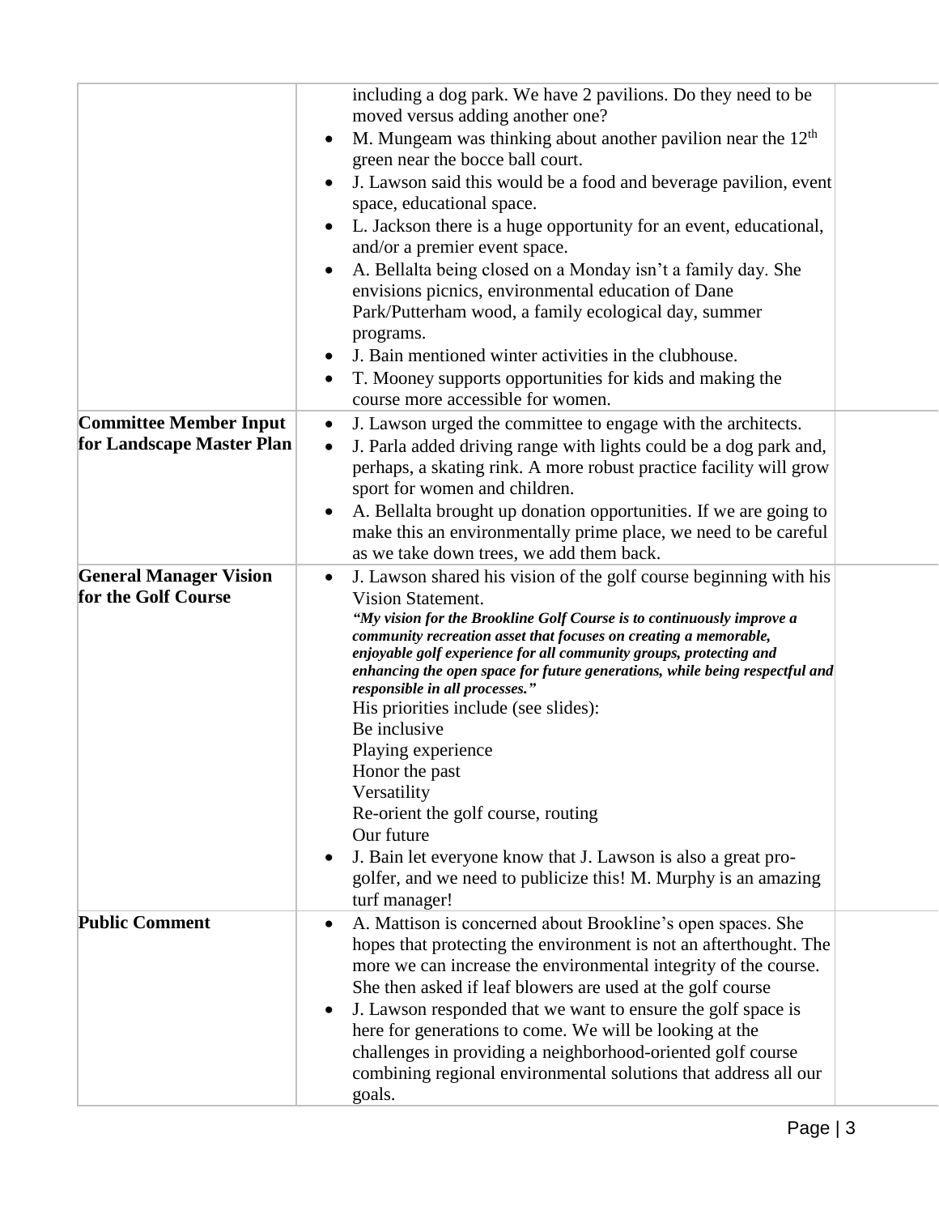| | | |
|---|---|---|
| | including a dog park. We have 2 pavilions. Do they need to be moved versus adding another one?<br>• M. Mungeam was thinking about another pavilion near the 12th green near the bocce ball court.<br>• J. Lawson said this would be a food and beverage pavilion, event space, educational space.<br>• L. Jackson there is a huge opportunity for an event, educational, and/or a premier event space.<br>• A. Bellalta being closed on a Monday isn't a family day. She envisions picnics, environmental education of Dane Park/Putterham wood, a family ecological day, summer programs.<br>• J. Bain mentioned winter activities in the clubhouse.<br>• T. Mooney supports opportunities for kids and making the course more accessible for women. | |
| **Committee Member Input for Landscape Master Plan** | • J. Lawson urged the committee to engage with the architects.<br>• J. Parla added driving range with lights could be a dog park and, perhaps, a skating rink. A more robust practice facility will grow sport for women and children.<br>• A. Bellalta brought up donation opportunities. If we are going to make this an environmentally prime place, we need to be careful as we take down trees, we add them back. | |
| **General Manager Vision for the Golf Course** | • J. Lawson shared his vision of the golf course beginning with his Vision Statement.<br>***"My vision for the Brookline Golf Course is to continuously improve a community recreation asset that focuses on creating a memorable, enjoyable golf experience for all community groups, protecting and enhancing the open space for future generations, while being respectful and responsible in all processes."***<br>His priorities include (see slides):<br>Be inclusive<br>Playing experience<br>Honor the past<br>Versatility<br>Re-orient the golf course, routing<br>Our future<br>• J. Bain let everyone know that J. Lawson is also a great pro-golfer, and we need to publicize this! M. Murphy is an amazing turf manager! | |
| **Public Comment** | • A. Mattison is concerned about Brookline's open spaces. She hopes that protecting the environment is not an afterthought. The more we can increase the environmental integrity of the course. She then asked if leaf blowers are used at the golf course<br>• J. Lawson responded that we want to ensure the golf space is here for generations to come. We will be looking at the challenges in providing a neighborhood-oriented golf course combining regional environmental solutions that address all our goals. | |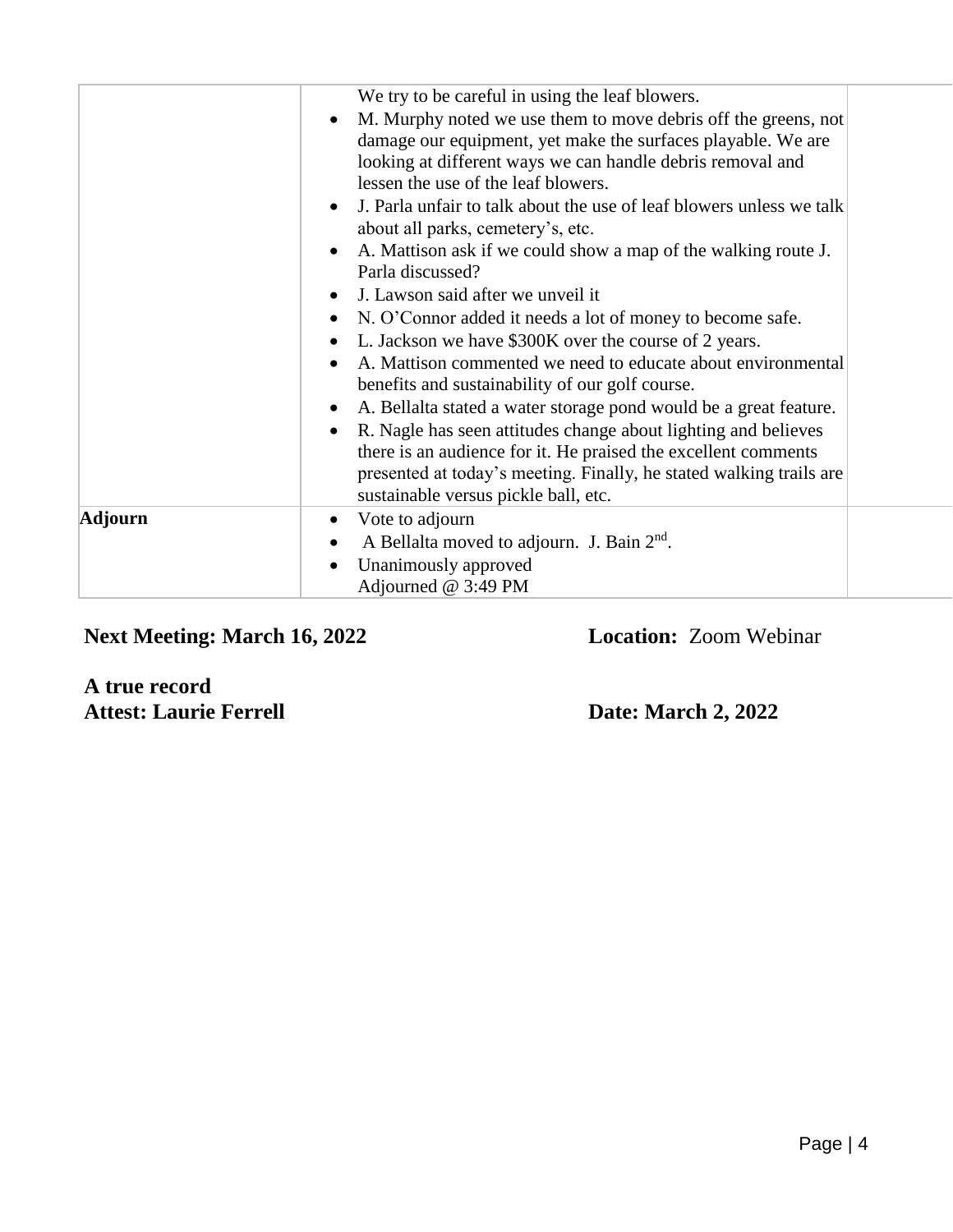| | | |
|---|---|---|
| | We try to be careful in using the leaf blowers.<br>• M. Murphy noted we use them to move debris off the greens, not damage our equipment, yet make the surfaces playable. We are looking at different ways we can handle debris removal and lessen the use of the leaf blowers.<br>• J. Parla unfair to talk about the use of leaf blowers unless we talk about all parks, cemetery's, etc.<br>• A. Mattison ask if we could show a map of the walking route J. Parla discussed?<br>• J. Lawson said after we unveil it<br>• N. O'Connor added it needs a lot of money to become safe.<br>• L. Jackson we have $300K over the course of 2 years.<br>• A. Mattison commented we need to educate about environmental benefits and sustainability of our golf course.<br>• A. Bellalta stated a water storage pond would be a great feature.<br>• R. Nagle has seen attitudes change about lighting and believes there is an audience for it. He praised the excellent comments presented at today's meeting. Finally, he stated walking trails are sustainable versus pickle ball, etc. | |
| **Adjourn** | • Vote to adjourn<br>• A Bellalta moved to adjourn. J. Bain 2nd.<br>• Unanimously approved<br>Adjourned @ 3:49 PM | |

**Next Meeting: March 16, 2022** **Location:** Zoom Webinar

**A true record**
**Attest: Laurie Ferrell** **Date: March 2, 2022**